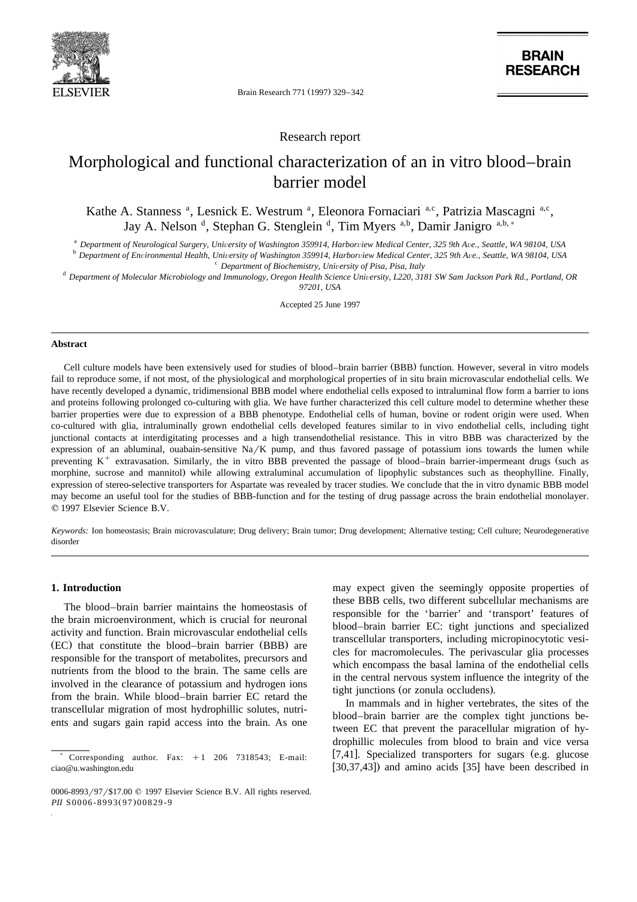Research report

# Morphological and functional characterization of an in vitro blood–brain barrier model

Kathe A. Stanness [a], Lesnick E. Westrum [a], Eleonora Fornaciari [a,c], Patrizia Mascagni [a,c], Jay A. Nelson [d], Stephan G. Stenglein [d], Tim Myers [a,b], Damir Janigro [a,b,*]

[a] *Department of Neurological Surgery, University of Washington 359914, Harborview Medical Center, 325 9th Ave., Seattle, WA 98104, USA*

[b] *Department of Environmental Health, University of Washington 359914, Harborview Medical Center, 325 9th Ave., Seattle, WA 98104, USA*

[c] *Department of Biochemistry, University of Pisa, Pisa, Italy*

[d] *Department of Molecular Microbiology and Immunology, Oregon Health Science University, L220, 3181 SW Sam Jackson Park Rd., Portland, OR 97201, USA*

Accepted 25 June 1997

## Abstract

Cell culture models have been extensively used for studies of blood–brain barrier (BBB) function. However, several in vitro models fail to reproduce some, if not most, of the physiological and morphological properties of in situ brain microvascular endothelial cells. We have recently developed a dynamic, tridimensional BBB model where endothelial cells exposed to intraluminal flow form a barrier to ions and proteins following prolonged co-culturing with glia. We have further characterized this cell culture model to determine whether these barrier properties were due to expression of a BBB phenotype. Endothelial cells of human, bovine or rodent origin were used. When co-cultured with glia, intraluminally grown endothelial cells developed features similar to in vivo endothelial cells, including tight junctional contacts at interdigitating processes and a high transendothelial resistance. This in vitro BBB was characterized by the expression of an abluminal, ouabain-sensitive Na/K pump, and thus favored passage of potassium ions towards the lumen while preventing $K^+$ extravasation. Similarly, the in vitro BBB prevented the passage of blood–brain barrier-impermeant drugs (such as morphine, sucrose and mannitol) while allowing extraluminal accumulation of lipophylic substances such as theophylline. Finally, expression of stereo-selective transporters for Aspartate was revealed by tracer studies. We conclude that the in vitro dynamic BBB model may become an useful tool for the studies of BBB-function and for the testing of drug passage across the brain endothelial monolayer. © 1997 Elsevier Science B.V.

*Keywords:* Ion homeostasis; Brain microvasculature; Drug delivery; Brain tumor; Drug development; Alternative testing; Cell culture; Neurodegenerative disorder

## 1. Introduction

The blood–brain barrier maintains the homeostasis of the brain microenvironment, which is crucial for neuronal activity and function. Brain microvascular endothelial cells (EC) that constitute the blood–brain barrier (BBB) are responsible for the transport of metabolites, precursors and nutrients from the blood to the brain. The same cells are involved in the clearance of potassium and hydrogen ions from the brain. While blood–brain barrier EC retard the transcellular migration of most hydrophillic solutes, nutrients and sugars gain rapid access into the brain. As one may expect given the seemingly opposite properties of these BBB cells, two different subcellular mechanisms are responsible for the 'barrier' and 'transport' features of blood–brain barrier EC: tight junctions and specialized transcellular transporters, including micropinocytotic vesicles for macromolecules. The perivascular glia processes which encompass the basal lamina of the endothelial cells in the central nervous system influence the integrity of the tight junctions (or zonula occludens).

In mammals and in higher vertebrates, the sites of the blood–brain barrier are the complex tight junctions between EC that prevent the paracellular migration of hydrophillic molecules from blood to brain and vice versa [7,41]. Specialized transporters for sugars (e.g. glucose [30,37,43]) and amino acids [35] have been described in

* Corresponding author. Fax: +1 206 7318543; E-mail: ciao@u.washington.edu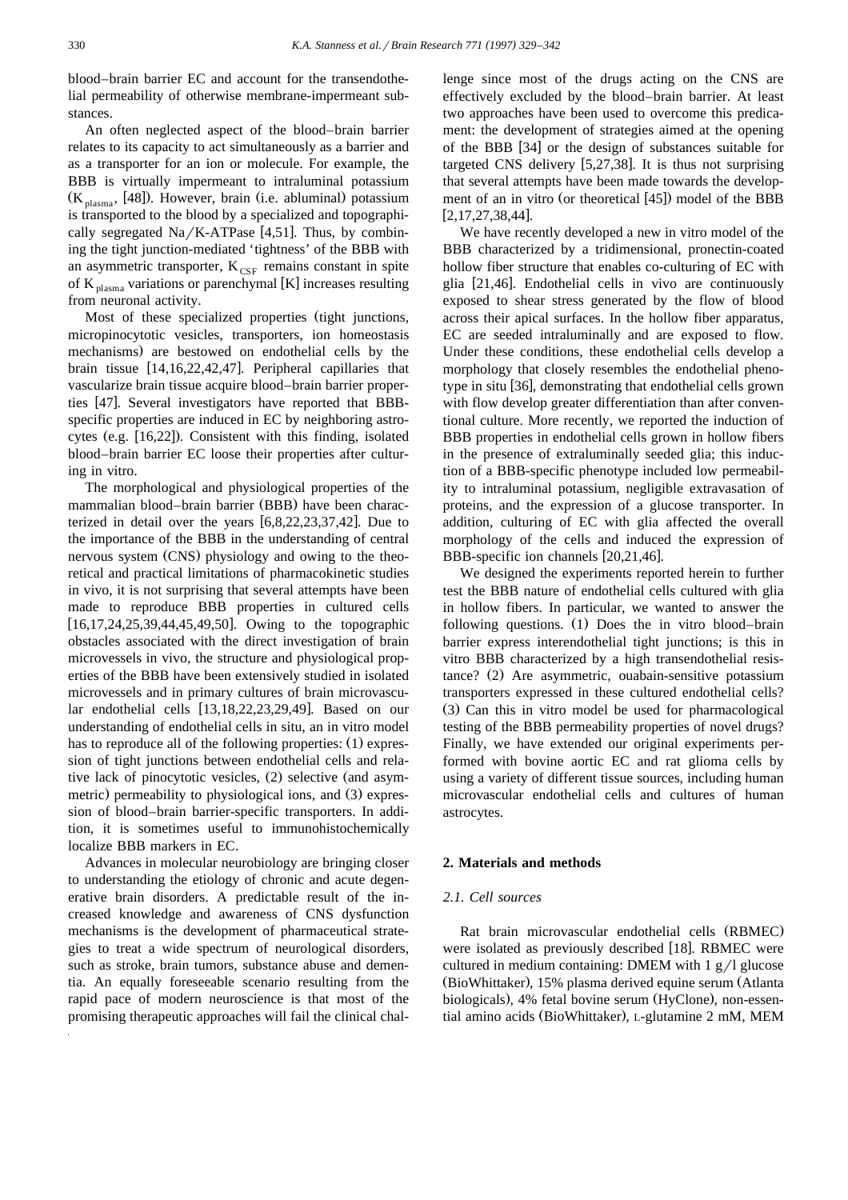blood–brain barrier EC and account for the transendothelial permeability of otherwise membrane-impermeant substances.

An often neglected aspect of the blood–brain barrier relates to its capacity to act simultaneously as a barrier and as a transporter for an ion or molecule. For example, the BBB is virtually impermeant to intraluminal potassium ($K_{plasma}$, [48]). However, brain (i.e. abluminal) potassium is transported to the blood by a specialized and topographically segregated Na/K-ATPase [4,51]. Thus, by combining the tight junction-mediated 'tightness' of the BBB with an asymmetric transporter, $K_{CSF}$ remains constant in spite of $K_{plasma}$ variations or parenchymal [K] increases resulting from neuronal activity.

Most of these specialized properties (tight junctions, micropinocytotic vesicles, transporters, ion homeostasis mechanisms) are bestowed on endothelial cells by the brain tissue [14,16,22,42,47]. Peripheral capillaries that vascularize brain tissue acquire blood–brain barrier properties [47]. Several investigators have reported that BBB-specific properties are induced in EC by neighboring astrocytes (e.g. [16,22]). Consistent with this finding, isolated blood–brain barrier EC loose their properties after culturing in vitro.

The morphological and physiological properties of the mammalian blood–brain barrier (BBB) have been characterized in detail over the years [6,8,22,23,37,42]. Due to the importance of the BBB in the understanding of central nervous system (CNS) physiology and owing to the theoretical and practical limitations of pharmacokinetic studies in vivo, it is not surprising that several attempts have been made to reproduce BBB properties in cultured cells [16,17,24,25,39,44,45,49,50]. Owing to the topographic obstacles associated with the direct investigation of brain microvessels in vivo, the structure and physiological properties of the BBB have been extensively studied in isolated microvessels and in primary cultures of brain microvascular endothelial cells [13,18,22,23,29,49]. Based on our understanding of endothelial cells in situ, an in vitro model has to reproduce all of the following properties: (1) expression of tight junctions between endothelial cells and relative lack of pinocytotic vesicles, (2) selective (and asymmetric) permeability to physiological ions, and (3) expression of blood–brain barrier-specific transporters. In addition, it is sometimes useful to immunohistochemically localize BBB markers in EC.

Advances in molecular neurobiology are bringing closer to understanding the etiology of chronic and acute degenerative brain disorders. A predictable result of the increased knowledge and awareness of CNS dysfunction mechanisms is the development of pharmaceutical strategies to treat a wide spectrum of neurological disorders, such as stroke, brain tumors, substance abuse and dementia. An equally foreseeable scenario resulting from the rapid pace of modern neuroscience is that most of the promising therapeutic approaches will fail the clinical challenge since most of the drugs acting on the CNS are effectively excluded by the blood–brain barrier. At least two approaches have been used to overcome this predicament: the development of strategies aimed at the opening of the BBB [34] or the design of substances suitable for targeted CNS delivery [5,27,38]. It is thus not surprising that several attempts have been made towards the development of an in vitro (or theoretical [45]) model of the BBB [2,17,27,38,44].

We have recently developed a new in vitro model of the BBB characterized by a tridimensional, pronectin-coated hollow fiber structure that enables co-culturing of EC with glia [21,46]. Endothelial cells in vivo are continuously exposed to shear stress generated by the flow of blood across their apical surfaces. In the hollow fiber apparatus, EC are seeded intraluminally and are exposed to flow. Under these conditions, these endothelial cells develop a morphology that closely resembles the endothelial phenotype in situ [36], demonstrating that endothelial cells grown with flow develop greater differentiation than after conventional culture. More recently, we reported the induction of BBB properties in endothelial cells grown in hollow fibers in the presence of extraluminally seeded glia; this induction of a BBB-specific phenotype included low permeability to intraluminal potassium, negligible extravasation of proteins, and the expression of a glucose transporter. In addition, culturing of EC with glia affected the overall morphology of the cells and induced the expression of BBB-specific ion channels [20,21,46].

We designed the experiments reported herein to further test the BBB nature of endothelial cells cultured with glia in hollow fibers. In particular, we wanted to answer the following questions. (1) Does the in vitro blood–brain barrier express interendothelial tight junctions; is this in vitro BBB characterized by a high transendothelial resistance? (2) Are asymmetric, ouabain-sensitive potassium transporters expressed in these cultured endothelial cells? (3) Can this in vitro model be used for pharmacological testing of the BBB permeability properties of novel drugs? Finally, we have extended our original experiments performed with bovine aortic EC and rat glioma cells by using a variety of different tissue sources, including human microvascular endothelial cells and cultures of human astrocytes.

## 2. Materials and methods

### 2.1. Cell sources

Rat brain microvascular endothelial cells (RBMEC) were isolated as previously described [18]. RBMEC were cultured in medium containing: DMEM with 1 g/l glucose (BioWhittaker), 15% plasma derived equine serum (Atlanta biologicals), 4% fetal bovine serum (HyClone), non-essential amino acids (BioWhittaker), L-glutamine 2 mM, MEM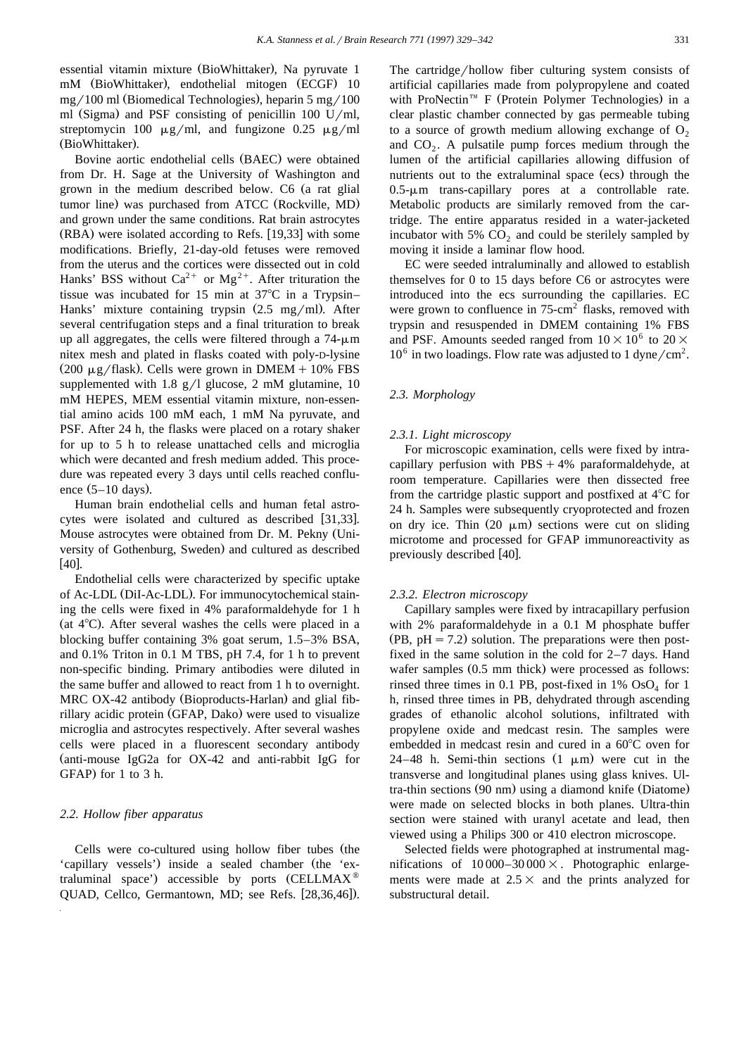essential vitamin mixture (BioWhittaker), Na pyruvate 1 mM (BioWhittaker), endothelial mitogen (ECGF) 10 mg/100 ml (Biomedical Technologies), heparin 5 mg/100 ml (Sigma) and PSF consisting of penicillin 100 U/ml, streptomycin 100 μg/ml, and fungizone 0.25 μg/ml (BioWhittaker).

Bovine aortic endothelial cells (BAEC) were obtained from Dr. H. Sage at the University of Washington and grown in the medium described below. C6 (a rat glial tumor line) was purchased from ATCC (Rockville, MD) and grown under the same conditions. Rat brain astrocytes (RBA) were isolated according to Refs. [19,33] with some modifications. Briefly, 21-day-old fetuses were removed from the uterus and the cortices were dissected out in cold Hanks' BSS without $Ca^{2+}$ or $Mg^{2+}$. After trituration the tissue was incubated for 15 min at 37°C in a Trypsin–Hanks' mixture containing trypsin (2.5 mg/ml). After several centrifugation steps and a final trituration to break up all aggregates, the cells were filtered through a 74-μm nitex mesh and plated in flasks coated with poly-D-lysine (200 μg/flask). Cells were grown in DMEM + 10% FBS supplemented with 1.8 g/l glucose, 2 mM glutamine, 10 mM HEPES, MEM essential vitamin mixture, non-essential amino acids 100 mM each, 1 mM Na pyruvate, and PSF. After 24 h, the flasks were placed on a rotary shaker for up to 5 h to release unattached cells and microglia which were decanted and fresh medium added. This procedure was repeated every 3 days until cells reached confluence (5–10 days).

Human brain endothelial cells and human fetal astrocytes were isolated and cultured as described [31,33]. Mouse astrocytes were obtained from Dr. M. Pekny (University of Gothenburg, Sweden) and cultured as described [40].

Endothelial cells were characterized by specific uptake of Ac-LDL (DiI-Ac-LDL). For immunocytochemical staining the cells were fixed in 4% paraformaldehyde for 1 h (at 4°C). After several washes the cells were placed in a blocking buffer containing 3% goat serum, 1.5–3% BSA, and 0.1% Triton in 0.1 M TBS, pH 7.4, for 1 h to prevent non-specific binding. Primary antibodies were diluted in the same buffer and allowed to react from 1 h to overnight. MRC OX-42 antibody (Bioproducts-Harlan) and glial fibrillary acidic protein (GFAP, Dako) were used to visualize microglia and astrocytes respectively. After several washes cells were placed in a fluorescent secondary antibody (anti-mouse IgG2a for OX-42 and anti-rabbit IgG for GFAP) for 1 to 3 h.

### 2.2. Hollow fiber apparatus

Cells were co-cultured using hollow fiber tubes (the 'capillary vessels') inside a sealed chamber (the 'extraluminal space') accessible by ports (CELLMAX® QUAD, Cellco, Germantown, MD; see Refs. [28,36,46]). The cartridge/hollow fiber culturing system consists of artificial capillaries made from polypropylene and coated with ProNectin™ F (Protein Polymer Technologies) in a clear plastic chamber connected by gas permeable tubing to a source of growth medium allowing exchange of $O_2$ and $CO_2$. A pulsatile pump forces medium through the lumen of the artificial capillaries allowing diffusion of nutrients out to the extraluminal space (ecs) through the 0.5-μm trans-capillary pores at a controllable rate. Metabolic products are similarly removed from the cartridge. The entire apparatus resided in a water-jacketed incubator with 5% $CO_2$ and could be sterilely sampled by moving it inside a laminar flow hood.

EC were seeded intraluminally and allowed to establish themselves for 0 to 15 days before C6 or astrocytes were introduced into the ecs surrounding the capillaries. EC were grown to confluence in 75-cm$^2$ flasks, removed with trypsin and resuspended in DMEM containing 1% FBS and PSF. Amounts seeded ranged from $10 \times 10^6$ to $20 \times 10^6$ in two loadings. Flow rate was adjusted to 1 dyne/cm$^2$.

### 2.3. Morphology

#### 2.3.1. Light microscopy

For microscopic examination, cells were fixed by intracapillary perfusion with PBS + 4% paraformaldehyde, at room temperature. Capillaries were then dissected free from the cartridge plastic support and postfixed at 4°C for 24 h. Samples were subsequently cryoprotected and frozen on dry ice. Thin (20 μm) sections were cut on sliding microtome and processed for GFAP immunoreactivity as previously described [40].

#### 2.3.2. Electron microscopy

Capillary samples were fixed by intracapillary perfusion with 2% paraformaldehyde in a 0.1 M phosphate buffer (PB, pH = 7.2) solution. The preparations were then postfixed in the same solution in the cold for 2–7 days. Hand wafer samples (0.5 mm thick) were processed as follows: rinsed three times in 0.1 PB, post-fixed in 1% $OsO_4$ for 1 h, rinsed three times in PB, dehydrated through ascending grades of ethanolic alcohol solutions, infiltrated with propylene oxide and medcast resin. The samples were embedded in medcast resin and cured in a 60°C oven for 24–48 h. Semi-thin sections (1 μm) were cut in the transverse and longitudinal planes using glass knives. Ultra-thin sections (90 nm) using a diamond knife (Diatome) were made on selected blocks in both planes. Ultra-thin section were stained with uranyl acetate and lead, then viewed using a Philips 300 or 410 electron microscope.

Selected fields were photographed at instrumental magnifications of 10 000–30 000×. Photographic enlargements were made at 2.5× and the prints analyzed for substructural detail.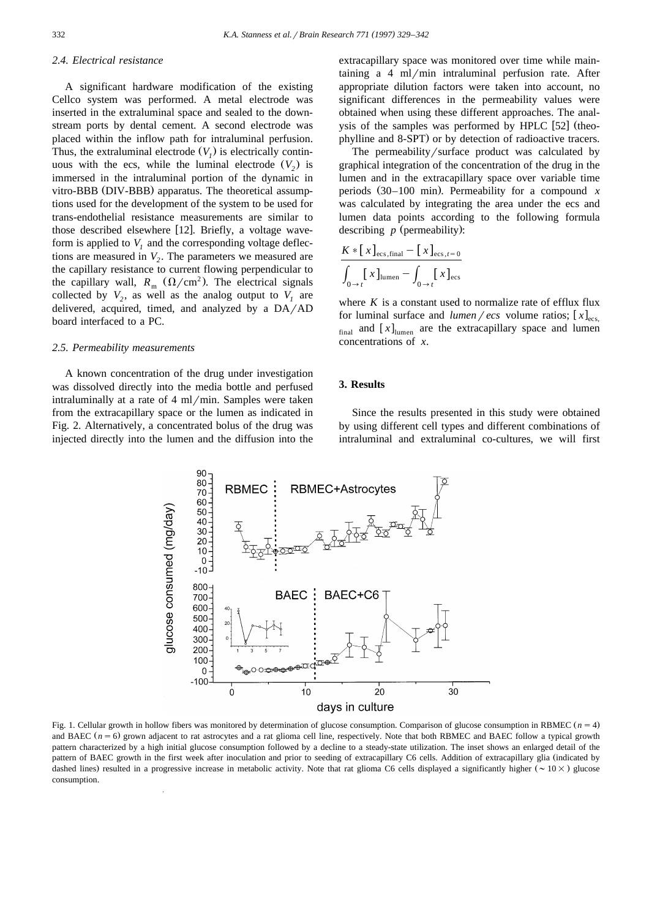### 2.4. Electrical resistance

A significant hardware modification of the existing Cellco system was performed. A metal electrode was inserted in the extraluminal space and sealed to the downstream ports by dental cement. A second electrode was placed within the inflow path for intraluminal perfusion. Thus, the extraluminal electrode ($V_1$) is electrically continuous with the ecs, while the luminal electrode ($V_2$) is immersed in the intraluminal portion of the dynamic in vitro-BBB (DIV-BBB) apparatus. The theoretical assumptions used for the development of the system to be used for trans-endothelial resistance measurements are similar to those described elsewhere [12]. Briefly, a voltage waveform is applied to $V_1$ and the corresponding voltage deflections are measured in $V_2$. The parameters we measured are the capillary resistance to current flowing perpendicular to the capillary wall, $R_m$ ($\Omega/\text{cm}^2$). The electrical signals collected by $V_2$, as well as the analog output to $V_1$ are delivered, acquired, timed, and analyzed by a DA/AD board interfaced to a PC.

### 2.5. Permeability measurements

A known concentration of the drug under investigation was dissolved directly into the media bottle and perfused intraluminally at a rate of 4 ml/min. Samples were taken from the extracapillary space or the lumen as indicated in Fig. 2. Alternatively, a concentrated bolus of the drug was injected directly into the lumen and the diffusion into the extracapillary space was monitored over time while maintaining a 4 ml/min intraluminal perfusion rate. After appropriate dilution factors were taken into account, no significant differences in the permeability values were obtained when using these different approaches. The analysis of the samples was performed by HPLC [52] (theophylline and 8-SPT) or by detection of radioactive tracers.

The permeability/surface product was calculated by graphical integration of the concentration of the drug in the lumen and in the extracapillary space over variable time periods (30–100 min). Permeability for a compound $x$ was calculated by integrating the area under the ecs and lumen data points according to the following formula describing $p$ (permeability):

$$\frac{K * [x]_{\text{ecs,final}} - [x]_{\text{ecs},t=0}}{\int_{0\to t} [x]_{\text{lumen}} - \int_{0\to t} [x]_{\text{ecs}}}$$

where $K$ is a constant used to normalize rate of efflux flux for luminal surface and *lumen/ecs* volume ratios; $[x]_{\text{ecs, final}}$ and $[x]_{\text{lumen}}$ are the extracapillary space and lumen concentrations of $x$.

## 3. Results

Since the results presented in this study were obtained by using different cell types and different combinations of intraluminal and extraluminal co-cultures, we will first

Fig. 1. Cellular growth in hollow fibers was monitored by determination of glucose consumption. Comparison of glucose consumption in RBMEC ($n = 4$) and BAEC ($n = 6$) grown adjacent to rat astrocytes and a rat glioma cell line, respectively. Note that both RBMEC and BAEC follow a typical growth pattern characterized by a high initial glucose consumption followed by a decline to a steady-state utilization. The inset shows an enlarged detail of the pattern of BAEC growth in the first week after inoculation and prior to seeding of extracapillary C6 cells. Addition of extracapillary glia (indicated by dashed lines) resulted in a progressive increase in metabolic activity. Note that rat glioma C6 cells displayed a significantly higher (~ 10×) glucose consumption.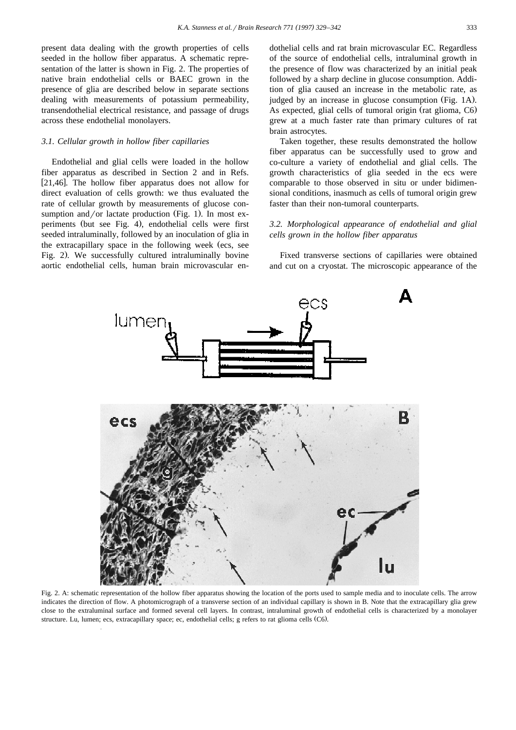present data dealing with the growth properties of cells seeded in the hollow fiber apparatus. A schematic representation of the latter is shown in Fig. 2. The properties of native brain endothelial cells or BAEC grown in the presence of glia are described below in separate sections dealing with measurements of potassium permeability, transendothelial electrical resistance, and passage of drugs across these endothelial monolayers.

### 3.1. Cellular growth in hollow fiber capillaries

Endothelial and glial cells were loaded in the hollow fiber apparatus as described in Section 2 and in Refs. [21,46]. The hollow fiber apparatus does not allow for direct evaluation of cells growth: we thus evaluated the rate of cellular growth by measurements of glucose consumption and/or lactate production (Fig. 1). In most experiments (but see Fig. 4), endothelial cells were first seeded intraluminally, followed by an inoculation of glia in the extracapillary space in the following week (ecs, see Fig. 2). We successfully cultured intraluminally bovine aortic endothelial cells, human brain microvascular endothelial cells and rat brain microvascular EC. Regardless of the source of endothelial cells, intraluminal growth in the presence of flow was characterized by an initial peak followed by a sharp decline in glucose consumption. Addition of glia caused an increase in the metabolic rate, as judged by an increase in glucose consumption (Fig. 1A). As expected, glial cells of tumoral origin (rat glioma, C6) grew at a much faster rate than primary cultures of rat brain astrocytes.

Taken together, these results demonstrated the hollow fiber apparatus can be successfully used to grow and co-culture a variety of endothelial and glial cells. The growth characteristics of glia seeded in the ecs were comparable to those observed in situ or under bidimensional conditions, inasmuch as cells of tumoral origin grew faster than their non-tumoral counterparts.

### 3.2. Morphological appearance of endothelial and glial cells grown in the hollow fiber apparatus

Fixed transverse sections of capillaries were obtained and cut on a cryostat. The microscopic appearance of the

Fig. 2. A: schematic representation of the hollow fiber apparatus showing the location of the ports used to sample media and to inoculate cells. The arrow indicates the direction of flow. A photomicrograph of a transverse section of an individual capillary is shown in B. Note that the extracapillary glia grew close to the extraluminal surface and formed several cell layers. In contrast, intraluminal growth of endothelial cells is characterized by a monolayer structure. Lu, lumen; ecs, extracapillary space; ec, endothelial cells; g refers to rat glioma cells (C6).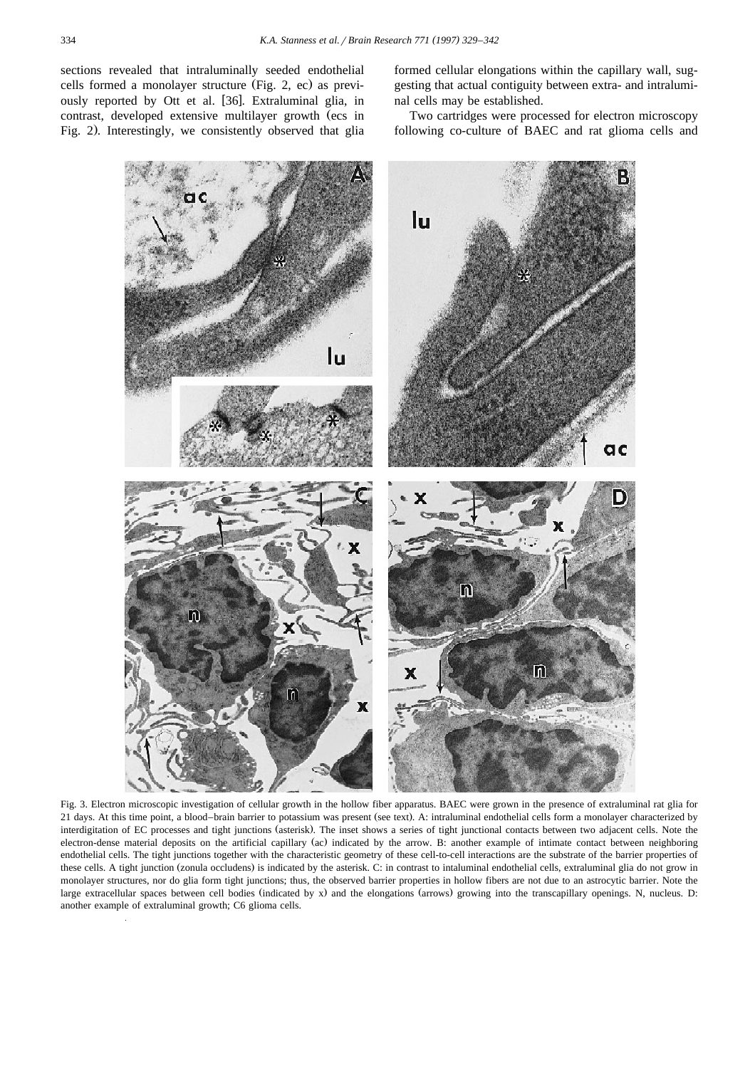sections revealed that intraluminally seeded endothelial cells formed a monolayer structure (Fig. 2, ec) as previously reported by Ott et al. [36]. Extraluminal glia, in contrast, developed extensive multilayer growth (ecs in Fig. 2). Interestingly, we consistently observed that glia formed cellular elongations within the capillary wall, suggesting that actual contiguity between extra- and intraluminal cells may be established.

Two cartridges were processed for electron microscopy following co-culture of BAEC and rat glioma cells and

Fig. 3. Electron microscopic investigation of cellular growth in the hollow fiber apparatus. BAEC were grown in the presence of extraluminal rat glia for 21 days. At this time point, a blood–brain barrier to potassium was present (see text). A: intraluminal endothelial cells form a monolayer characterized by interdigitation of EC processes and tight junctions (asterisk). The inset shows a series of tight junctional contacts between two adjacent cells. Note the electron-dense material deposits on the artificial capillary (ac) indicated by the arrow. B: another example of intimate contact between neighboring endothelial cells. The tight junctions together with the characteristic geometry of these cell-to-cell interactions are the substrate of the barrier properties of these cells. A tight junction (zonula occludens) is indicated by the asterisk. C: in contrast to intaluminal endothelial cells, extraluminal glia do not grow in monolayer structures, nor do glia form tight junctions; thus, the observed barrier properties in hollow fibers are not due to an astrocytic barrier. Note the large extracellular spaces between cell bodies (indicated by x) and the elongations (arrows) growing into the transcapillary openings. N, nucleus. D: another example of extraluminal growth; C6 glioma cells.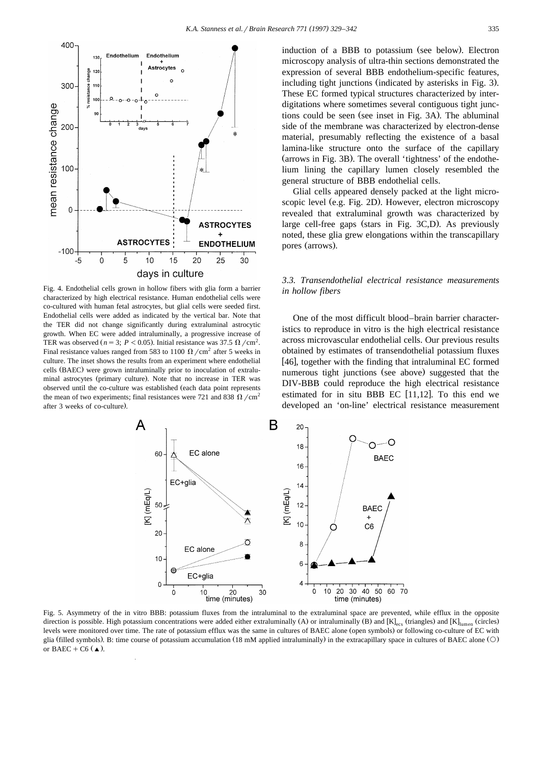Fig. 4. Endothelial cells grown in hollow fibers with glia form a barrier characterized by high electrical resistance. Human endothelial cells were co-cultured with human fetal astrocytes, but glial cells were seeded first. Endothelial cells were added as indicated by the vertical bar. Note that the TER did not change significantly during extraluminal astrocytic growth. When EC were added intraluminally, a progressive increase of TER was observed ($n = 3$; $P < 0.05$). Initial resistance was 37.5 $\Omega/\mathrm{cm}^2$. Final resistance values ranged from 583 to 1100 $\Omega/\mathrm{cm}^2$ after 5 weeks in culture. The inset shows the results from an experiment where endothelial cells (BAEC) were grown intraluminally prior to inoculation of extraluminal astrocytes (primary culture). Note that no increase in TER was observed until the co-culture was established (each data point represents the mean of two experiments; final resistances were 721 and 838 $\Omega/\mathrm{cm}^2$ after 3 weeks of co-culture).

induction of a BBB to potassium (see below). Electron microscopy analysis of ultra-thin sections demonstrated the expression of several BBB endothelium-specific features, including tight junctions (indicated by asterisks in Fig. 3). These EC formed typical structures characterized by interdigitations where sometimes several contiguous tight junctions could be seen (see inset in Fig. 3A). The abluminal side of the membrane was characterized by electron-dense material, presumably reflecting the existence of a basal lamina-like structure onto the surface of the capillary (arrows in Fig. 3B). The overall 'tightness' of the endothelium lining the capillary lumen closely resembled the general structure of BBB endothelial cells.

Glial cells appeared densely packed at the light microscopic level (e.g. Fig. 2D). However, electron microscopy revealed that extraluminal growth was characterized by large cell-free gaps (stars in Fig. 3C,D). As previously noted, these glia grew elongations within the transcapillary pores (arrows).

### 3.3. Transendothelial electrical resistance measurements in hollow fibers

One of the most difficult blood–brain barrier characteristics to reproduce in vitro is the high electrical resistance across microvascular endothelial cells. Our previous results obtained by estimates of transendothelial potassium fluxes [46], together with the finding that intraluminal EC formed numerous tight junctions (see above) suggested that the DIV-BBB could reproduce the high electrical resistance estimated for in situ BBB EC [11,12]. To this end we developed an 'on-line' electrical resistance measurement

Fig. 5. Asymmetry of the in vitro BBB: potassium fluxes from the intraluminal to the extraluminal space are prevented, while efflux in the opposite direction is possible. High potassium concentrations were added either extraluminally (A) or intraluminally (B) and $[\mathrm{K}]_{\mathrm{ecs}}$ (triangles) and $[\mathrm{K}]_{\mathrm{lumen}}$ (circles) levels were monitored over time. The rate of potassium efflux was the same in cultures of BAEC alone (open symbols) or following co-culture of EC with glia (filled symbols). B: time course of potassium accumulation (18 mM applied intraluminally) in the extracapillary space in cultures of BAEC alone (○) or BAEC + C6 (▲).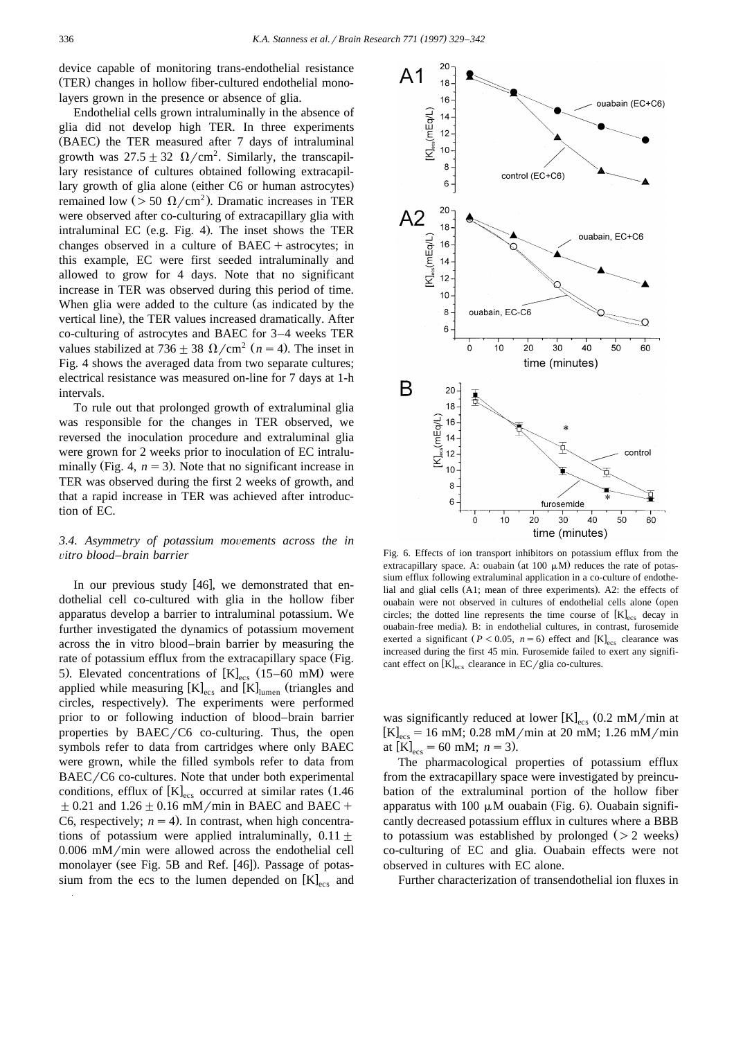device capable of monitoring trans-endothelial resistance (TER) changes in hollow fiber-cultured endothelial monolayers grown in the presence or absence of glia.

Endothelial cells grown intraluminally in the absence of glia did not develop high TER. In three experiments (BAEC) the TER measured after 7 days of intraluminal growth was $27.5 \pm 32\ \Omega/\text{cm}^2$. Similarly, the transcapillary resistance of cultures obtained following extracapillary growth of glia alone (either C6 or human astrocytes) remained low ($> 50\ \Omega/\text{cm}^2$). Dramatic increases in TER were observed after co-culturing of extracapillary glia with intraluminal EC (e.g. Fig. 4). The inset shows the TER changes observed in a culture of BAEC + astrocytes; in this example, EC were first seeded intraluminally and allowed to grow for 4 days. Note that no significant increase in TER was observed during this period of time. When glia were added to the culture (as indicated by the vertical line), the TER values increased dramatically. After co-culturing of astrocytes and BAEC for 3–4 weeks TER values stabilized at $736 \pm 38\ \Omega/\text{cm}^2$ ($n = 4$). The inset in Fig. 4 shows the averaged data from two separate cultures; electrical resistance was measured on-line for 7 days at 1-h intervals.

To rule out that prolonged growth of extraluminal glia was responsible for the changes in TER observed, we reversed the inoculation procedure and extraluminal glia were grown for 2 weeks prior to inoculation of EC intraluminally (Fig. 4, $n = 3$). Note that no significant increase in TER was observed during the first 2 weeks of growth, and that a rapid increase in TER was achieved after introduction of EC.

### 3.4. Asymmetry of potassium movements across the in vitro blood–brain barrier

In our previous study [46], we demonstrated that endothelial cell co-cultured with glia in the hollow fiber apparatus develop a barrier to intraluminal potassium. We further investigated the dynamics of potassium movement across the in vitro blood–brain barrier by measuring the rate of potassium efflux from the extracapillary space (Fig. 5). Elevated concentrations of $[K]_{ecs}$ (15–60 mM) were applied while measuring $[K]_{ecs}$ and $[K]_{lumen}$ (triangles and circles, respectively). The experiments were performed prior to or following induction of blood–brain barrier properties by BAEC/C6 co-culturing. Thus, the open symbols refer to data from cartridges where only BAEC were grown, while the filled symbols refer to data from BAEC/C6 co-cultures. Note that under both experimental conditions, efflux of $[K]_{ecs}$ occurred at similar rates ($1.46 \pm 0.21$ and $1.26 \pm 0.16$ mM/min in BAEC and BAEC + C6, respectively; $n = 4$). In contrast, when high concentrations of potassium were applied intraluminally, $0.11 \pm 0.006$ mM/min were allowed across the endothelial cell monolayer (see Fig. 5B and Ref. [46]). Passage of potassium from the ecs to the lumen depended on $[K]_{ecs}$ and was significantly reduced at lower $[K]_{ecs}$ (0.2 mM/min at $[K]_{ecs} = 16$ mM; 0.28 mM/min at 20 mM; 1.26 mM/min at $[K]_{ecs} = 60$ mM; $n = 3$).

Fig. 6. Effects of ion transport inhibitors on potassium efflux from the extracapillary space. A: ouabain (at 100 μM) reduces the rate of potassium efflux following extraluminal application in a co-culture of endothelial and glial cells (A1; mean of three experiments). A2: the effects of ouabain were not observed in cultures of endothelial cells alone (open circles; the dotted line represents the time course of $[K]_{ecs}$ decay in ouabain-free media). B: in endothelial cultures, in contrast, furosemide exerted a significant ($P < 0.05$, $n = 6$) effect and $[K]_{ecs}$ clearance was increased during the first 45 min. Furosemide failed to exert any significant effect on $[K]_{ecs}$ clearance in EC/glia co-cultures.

The pharmacological properties of potassium efflux from the extracapillary space were investigated by preincubation of the extraluminal portion of the hollow fiber apparatus with 100 μM ouabain (Fig. 6). Ouabain significantly decreased potassium efflux in cultures where a BBB to potassium was established by prolonged (> 2 weeks) co-culturing of EC and glia. Ouabain effects were not observed in cultures with EC alone.

Further characterization of transendothelial ion fluxes in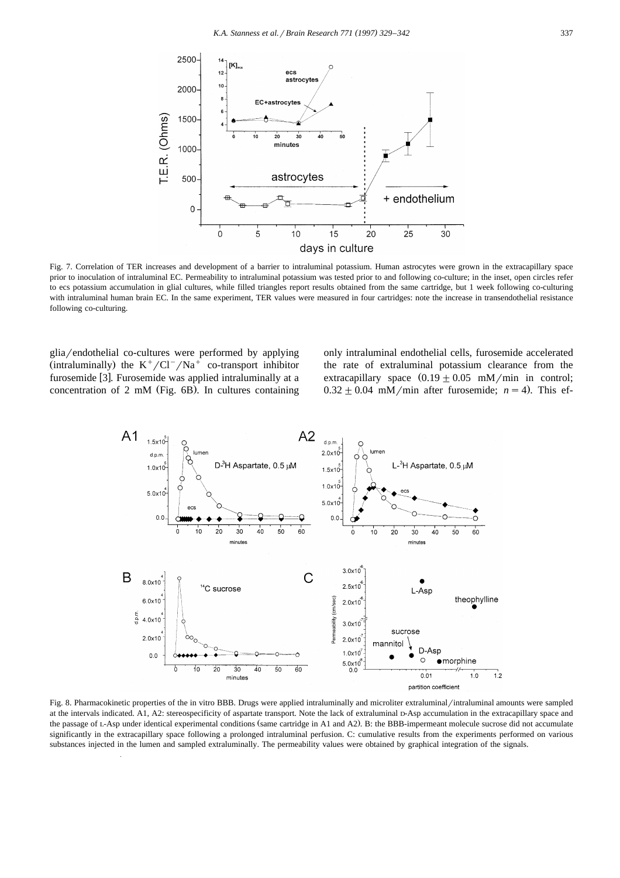Fig. 7. Correlation of TER increases and development of a barrier to intraluminal potassium. Human astrocytes were grown in the extracapillary space prior to inoculation of intraluminal EC. Permeability to intraluminal potassium was tested prior to and following co-culture; in the inset, open circles refer to ecs potassium accumulation in glial cultures, while filled triangles report results obtained from the same cartridge, but 1 week following co-culturing with intraluminal human brain EC. In the same experiment, TER values were measured in four cartridges: note the increase in transendothelial resistance following co-culturing.

glia/endothelial co-cultures were performed by applying (intraluminally) the $K^+/Cl^-/Na^+$ co-transport inhibitor furosemide [3]. Furosemide was applied intraluminally at a concentration of 2 mM (Fig. 6B). In cultures containing only intraluminal endothelial cells, furosemide accelerated the rate of extraluminal potassium clearance from the extracapillary space ($0.19 \pm 0.05$ mM/min in control; $0.32 \pm 0.04$ mM/min after furosemide; $n = 4$). This ef-

Fig. 8. Pharmacokinetic properties of the in vitro BBB. Drugs were applied intraluminally and microliter extraluminal/intraluminal amounts were sampled at the intervals indicated. A1, A2: stereospecificity of aspartate transport. Note the lack of extraluminal D-Asp accumulation in the extracapillary space and the passage of L-Asp under identical experimental conditions (same cartridge in A1 and A2). B: the BBB-impermeant molecule sucrose did not accumulate significantly in the extracapillary space following a prolonged intraluminal perfusion. C: cumulative results from the experiments performed on various substances injected in the lumen and sampled extraluminally. The permeability values were obtained by graphical integration of the signals.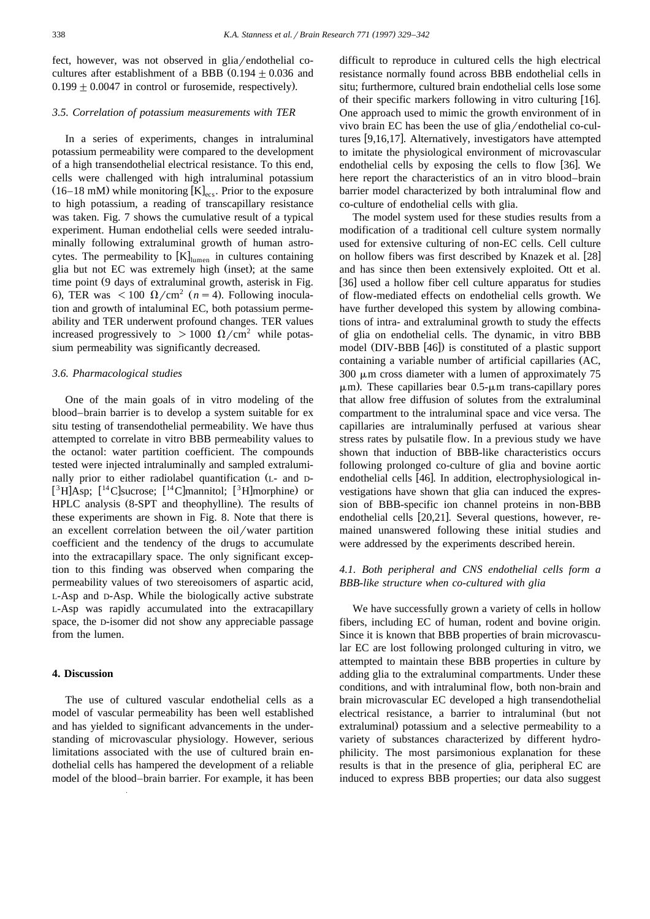fect, however, was not observed in glia/endothelial co-cultures after establishment of a BBB ($0.194 \pm 0.036$ and $0.199 \pm 0.0047$ in control or furosemide, respectively).

### 3.5. Correlation of potassium measurements with TER

In a series of experiments, changes in intraluminal potassium permeability were compared to the development of a high transendothelial electrical resistance. To this end, cells were challenged with high intraluminal potassium (16–18 mM) while monitoring $[K]_{ecs}$. Prior to the exposure to high potassium, a reading of transcapillary resistance was taken. Fig. 7 shows the cumulative result of a typical experiment. Human endothelial cells were seeded intraluminally following extraluminal growth of human astrocytes. The permeability to $[K]_{lumen}$ in cultures containing glia but not EC was extremely high (inset); at the same time point (9 days of extraluminal growth, asterisk in Fig. 6), TER was $< 100\ \Omega/cm^2$ ($n = 4$). Following inoculation and growth of intaluminal EC, both potassium permeability and TER underwent profound changes. TER values increased progressively to $> 1000\ \Omega/cm^2$ while potassium permeability was significantly decreased.

### 3.6. Pharmacological studies

One of the main goals of in vitro modeling of the blood–brain barrier is to develop a system suitable for ex situ testing of transendothelial permeability. We have thus attempted to correlate in vitro BBB permeability values to the octanol: water partition coefficient. The compounds tested were injected intraluminally and sampled extraluminally prior to either radiolabel quantification (L- and D-[$^{3}$H]Asp; [$^{14}$C]sucrose; [$^{14}$C]mannitol; [$^{3}$H]morphine) or HPLC analysis (8-SPT and theophylline). The results of these experiments are shown in Fig. 8. Note that there is an excellent correlation between the oil/water partition coefficient and the tendency of the drugs to accumulate into the extracapillary space. The only significant exception to this finding was observed when comparing the permeability values of two stereoisomers of aspartic acid, L-Asp and D-Asp. While the biologically active substrate L-Asp was rapidly accumulated into the extracapillary space, the D-isomer did not show any appreciable passage from the lumen.

## 4. Discussion

The use of cultured vascular endothelial cells as a model of vascular permeability has been well established and has yielded to significant advancements in the understanding of microvascular physiology. However, serious limitations associated with the use of cultured brain endothelial cells has hampered the development of a reliable model of the blood–brain barrier. For example, it has been difficult to reproduce in cultured cells the high electrical resistance normally found across BBB endothelial cells in situ; furthermore, cultured brain endothelial cells lose some of their specific markers following in vitro culturing [16]. One approach used to mimic the growth environment of in vivo brain EC has been the use of glia/endothelial co-cultures [9,16,17]. Alternatively, investigators have attempted to imitate the physiological environment of microvascular endothelial cells by exposing the cells to flow [36]. We here report the characteristics of an in vitro blood–brain barrier model characterized by both intraluminal flow and co-culture of endothelial cells with glia.

The model system used for these studies results from a modification of a traditional cell culture system normally used for extensive culturing of non-EC cells. Cell culture on hollow fibers was first described by Knazek et al. [28] and has since then been extensively exploited. Ott et al. [36] used a hollow fiber cell culture apparatus for studies of flow-mediated effects on endothelial cells growth. We have further developed this system by allowing combinations of intra- and extraluminal growth to study the effects of glia on endothelial cells. The dynamic, in vitro BBB model (DIV-BBB [46]) is constituted of a plastic support containing a variable number of artificial capillaries (AC, 300 μm cross diameter with a lumen of approximately 75 μm). These capillaries bear 0.5-μm trans-capillary pores that allow free diffusion of solutes from the extraluminal compartment to the intraluminal space and vice versa. The capillaries are intraluminally perfused at various shear stress rates by pulsatile flow. In a previous study we have shown that induction of BBB-like characteristics occurs following prolonged co-culture of glia and bovine aortic endothelial cells [46]. In addition, electrophysiological investigations have shown that glia can induced the expression of BBB-specific ion channel proteins in non-BBB endothelial cells [20,21]. Several questions, however, remained unanswered following these initial studies and were addressed by the experiments described herein.

### 4.1. Both peripheral and CNS endothelial cells form a BBB-like structure when co-cultured with glia

We have successfully grown a variety of cells in hollow fibers, including EC of human, rodent and bovine origin. Since it is known that BBB properties of brain microvascular EC are lost following prolonged culturing in vitro, we attempted to maintain these BBB properties in culture by adding glia to the extraluminal compartments. Under these conditions, and with intraluminal flow, both non-brain and brain microvascular EC developed a high transendothelial electrical resistance, a barrier to intraluminal (but not extraluminal) potassium and a selective permeability to a variety of substances characterized by different hydrophilicity. The most parsimonious explanation for these results is that in the presence of glia, peripheral EC are induced to express BBB properties; our data also suggest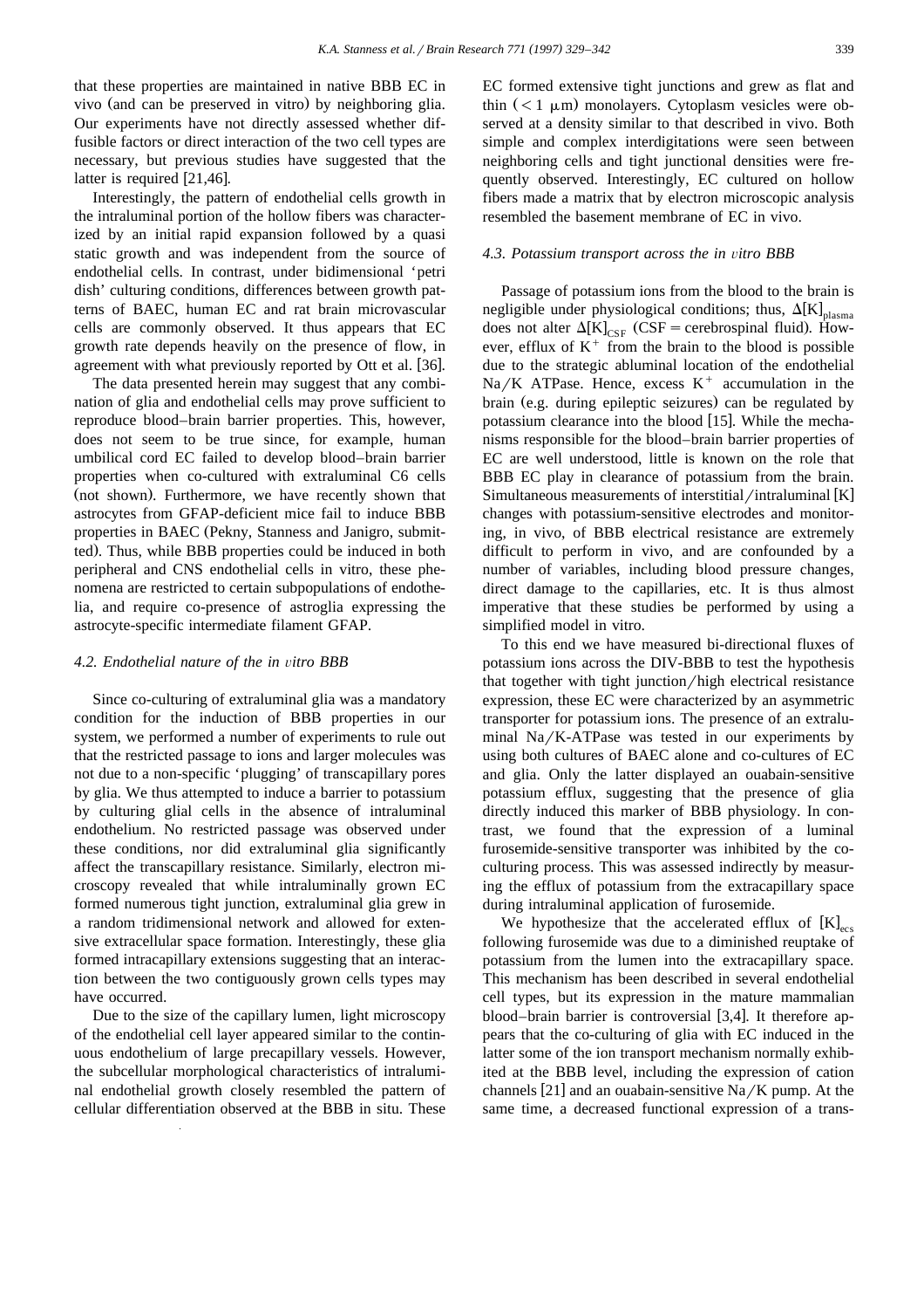that these properties are maintained in native BBB EC in vivo (and can be preserved in vitro) by neighboring glia. Our experiments have not directly assessed whether diffusible factors or direct interaction of the two cell types are necessary, but previous studies have suggested that the latter is required [21,46].

Interestingly, the pattern of endothelial cells growth in the intraluminal portion of the hollow fibers was characterized by an initial rapid expansion followed by a quasi static growth and was independent from the source of endothelial cells. In contrast, under bidimensional 'petri dish' culturing conditions, differences between growth patterns of BAEC, human EC and rat brain microvascular cells are commonly observed. It thus appears that EC growth rate depends heavily on the presence of flow, in agreement with what previously reported by Ott et al. [36].

The data presented herein may suggest that any combination of glia and endothelial cells may prove sufficient to reproduce blood–brain barrier properties. This, however, does not seem to be true since, for example, human umbilical cord EC failed to develop blood–brain barrier properties when co-cultured with extraluminal C6 cells (not shown). Furthermore, we have recently shown that astrocytes from GFAP-deficient mice fail to induce BBB properties in BAEC (Pekny, Stanness and Janigro, submitted). Thus, while BBB properties could be induced in both peripheral and CNS endothelial cells in vitro, these phenomena are restricted to certain subpopulations of endothelia, and require co-presence of astroglia expressing the astrocyte-specific intermediate filament GFAP.

### 4.2. Endothelial nature of the in vitro BBB

Since co-culturing of extraluminal glia was a mandatory condition for the induction of BBB properties in our system, we performed a number of experiments to rule out that the restricted passage to ions and larger molecules was not due to a non-specific 'plugging' of transcapillary pores by glia. We thus attempted to induce a barrier to potassium by culturing glial cells in the absence of intraluminal endothelium. No restricted passage was observed under these conditions, nor did extraluminal glia significantly affect the transcapillary resistance. Similarly, electron microscopy revealed that while intraluminally grown EC formed numerous tight junction, extraluminal glia grew in a random tridimensional network and allowed for extensive extracellular space formation. Interestingly, these glia formed intracapillary extensions suggesting that an interaction between the two contiguously grown cells types may have occurred.

Due to the size of the capillary lumen, light microscopy of the endothelial cell layer appeared similar to the continuous endothelium of large precapillary vessels. However, the subcellular morphological characteristics of intraluminal endothelial growth closely resembled the pattern of cellular differentiation observed at the BBB in situ. These EC formed extensive tight junctions and grew as flat and thin ($< 1$ μm) monolayers. Cytoplasm vesicles were observed at a density similar to that described in vivo. Both simple and complex interdigitations were seen between neighboring cells and tight junctional densities were frequently observed. Interestingly, EC cultured on hollow fibers made a matrix that by electron microscopic analysis resembled the basement membrane of EC in vivo.

### 4.3. Potassium transport across the in vitro BBB

Passage of potassium ions from the blood to the brain is negligible under physiological conditions; thus, $\Delta[K]_{plasma}$ does not alter $\Delta[K]_{CSF}$ (CSF = cerebrospinal fluid). However, efflux of $K^+$ from the brain to the blood is possible due to the strategic abluminal location of the endothelial Na/K ATPase. Hence, excess $K^+$ accumulation in the brain (e.g. during epileptic seizures) can be regulated by potassium clearance into the blood [15]. While the mechanisms responsible for the blood–brain barrier properties of EC are well understood, little is known on the role that BBB EC play in clearance of potassium from the brain. Simultaneous measurements of interstitial/intraluminal [K] changes with potassium-sensitive electrodes and monitoring, in vivo, of BBB electrical resistance are extremely difficult to perform in vivo, and are confounded by a number of variables, including blood pressure changes, direct damage to the capillaries, etc. It is thus almost imperative that these studies be performed by using a simplified model in vitro.

To this end we have measured bi-directional fluxes of potassium ions across the DIV-BBB to test the hypothesis that together with tight junction/high electrical resistance expression, these EC were characterized by an asymmetric transporter for potassium ions. The presence of an extraluminal Na/K-ATPase was tested in our experiments by using both cultures of BAEC alone and co-cultures of EC and glia. Only the latter displayed an ouabain-sensitive potassium efflux, suggesting that the presence of glia directly induced this marker of BBB physiology. In contrast, we found that the expression of a luminal furosemide-sensitive transporter was inhibited by the co-culturing process. This was assessed indirectly by measuring the efflux of potassium from the extracapillary space during intraluminal application of furosemide.

We hypothesize that the accelerated efflux of $[K]_{ecs}$ following furosemide was due to a diminished reuptake of potassium from the lumen into the extracapillary space. This mechanism has been described in several endothelial cell types, but its expression in the mature mammalian blood–brain barrier is controversial [3,4]. It therefore appears that the co-culturing of glia with EC induced in the latter some of the ion transport mechanism normally exhibited at the BBB level, including the expression of cation channels [21] and an ouabain-sensitive Na/K pump. At the same time, a decreased functional expression of a trans-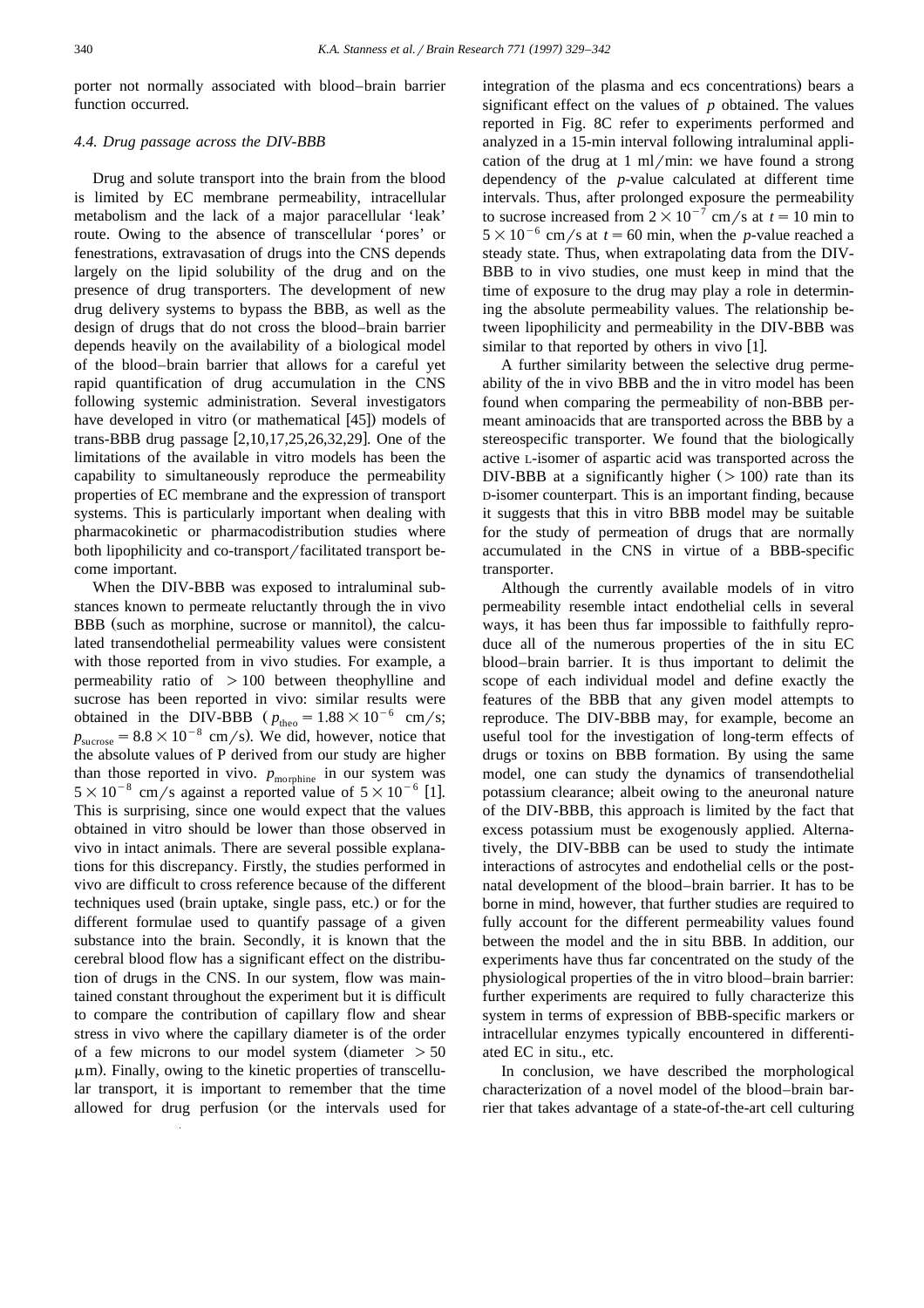porter not normally associated with blood–brain barrier function occurred.

### 4.4. Drug passage across the DIV-BBB

Drug and solute transport into the brain from the blood is limited by EC membrane permeability, intracellular metabolism and the lack of a major paracellular 'leak' route. Owing to the absence of transcellular 'pores' or fenestrations, extravasation of drugs into the CNS depends largely on the lipid solubility of the drug and on the presence of drug transporters. The development of new drug delivery systems to bypass the BBB, as well as the design of drugs that do not cross the blood–brain barrier depends heavily on the availability of a biological model of the blood–brain barrier that allows for a careful yet rapid quantification of drug accumulation in the CNS following systemic administration. Several investigators have developed in vitro (or mathematical [45]) models of trans-BBB drug passage [2,10,17,25,26,32,29]. One of the limitations of the available in vitro models has been the capability to simultaneously reproduce the permeability properties of EC membrane and the expression of transport systems. This is particularly important when dealing with pharmacokinetic or pharmacodistribution studies where both lipophilicity and co-transport/facilitated transport become important.

When the DIV-BBB was exposed to intraluminal substances known to permeate reluctantly through the in vivo BBB (such as morphine, sucrose or mannitol), the calculated transendothelial permeability values were consistent with those reported from in vivo studies. For example, a permeability ratio of $>100$ between theophylline and sucrose has been reported in vivo: similar results were obtained in the DIV-BBB ($p_{\text{theo}} = 1.88 \times 10^{-6}$ cm/s; $p_{\text{sucrose}} = 8.8 \times 10^{-8}$ cm/s). We did, however, notice that the absolute values of P derived from our study are higher than those reported in vivo. $p_{\text{morphine}}$ in our system was $5 \times 10^{-8}$ cm/s against a reported value of $5 \times 10^{-6}$ [1]. This is surprising, since one would expect that the values obtained in vitro should be lower than those observed in vivo in intact animals. There are several possible explanations for this discrepancy. Firstly, the studies performed in vivo are difficult to cross reference because of the different techniques used (brain uptake, single pass, etc.) or for the different formulae used to quantify passage of a given substance into the brain. Secondly, it is known that the cerebral blood flow has a significant effect on the distribution of drugs in the CNS. In our system, flow was maintained constant throughout the experiment but it is difficult to compare the contribution of capillary flow and shear stress in vivo where the capillary diameter is of the order of a few microns to our model system (diameter $>50$ μm). Finally, owing to the kinetic properties of transcellular transport, it is important to remember that the time allowed for drug perfusion (or the intervals used for integration of the plasma and ecs concentrations) bears a significant effect on the values of *p* obtained. The values reported in Fig. 8C refer to experiments performed and analyzed in a 15-min interval following intraluminal application of the drug at 1 ml/min: we have found a strong dependency of the *p*-value calculated at different time intervals. Thus, after prolonged exposure the permeability to sucrose increased from $2 \times 10^{-7}$ cm/s at $t = 10$ min to $5 \times 10^{-6}$ cm/s at $t = 60$ min, when the *p*-value reached a steady state. Thus, when extrapolating data from the DIV-BBB to in vivo studies, one must keep in mind that the time of exposure to the drug may play a role in determining the absolute permeability values. The relationship between lipophilicity and permeability in the DIV-BBB was similar to that reported by others in vivo [1].

A further similarity between the selective drug permeability of the in vivo BBB and the in vitro model has been found when comparing the permeability of non-BBB permeant aminoacids that are transported across the BBB by a stereospecific transporter. We found that the biologically active L-isomer of aspartic acid was transported across the DIV-BBB at a significantly higher ($>100$) rate than its D-isomer counterpart. This is an important finding, because it suggests that this in vitro BBB model may be suitable for the study of permeation of drugs that are normally accumulated in the CNS in virtue of a BBB-specific transporter.

Although the currently available models of in vitro permeability resemble intact endothelial cells in several ways, it has been thus far impossible to faithfully reproduce all of the numerous properties of the in situ EC blood–brain barrier. It is thus important to delimit the scope of each individual model and define exactly the features of the BBB that any given model attempts to reproduce. The DIV-BBB may, for example, become an useful tool for the investigation of long-term effects of drugs or toxins on BBB formation. By using the same model, one can study the dynamics of transendothelial potassium clearance; albeit owing to the aneuronal nature of the DIV-BBB, this approach is limited by the fact that excess potassium must be exogenously applied. Alternatively, the DIV-BBB can be used to study the intimate interactions of astrocytes and endothelial cells or the postnatal development of the blood–brain barrier. It has to be borne in mind, however, that further studies are required to fully account for the different permeability values found between the model and the in situ BBB. In addition, our experiments have thus far concentrated on the study of the physiological properties of the in vitro blood–brain barrier: further experiments are required to fully characterize this system in terms of expression of BBB-specific markers or intracellular enzymes typically encountered in differentiated EC in situ., etc.

In conclusion, we have described the morphological characterization of a novel model of the blood–brain barrier that takes advantage of a state-of-the-art cell culturing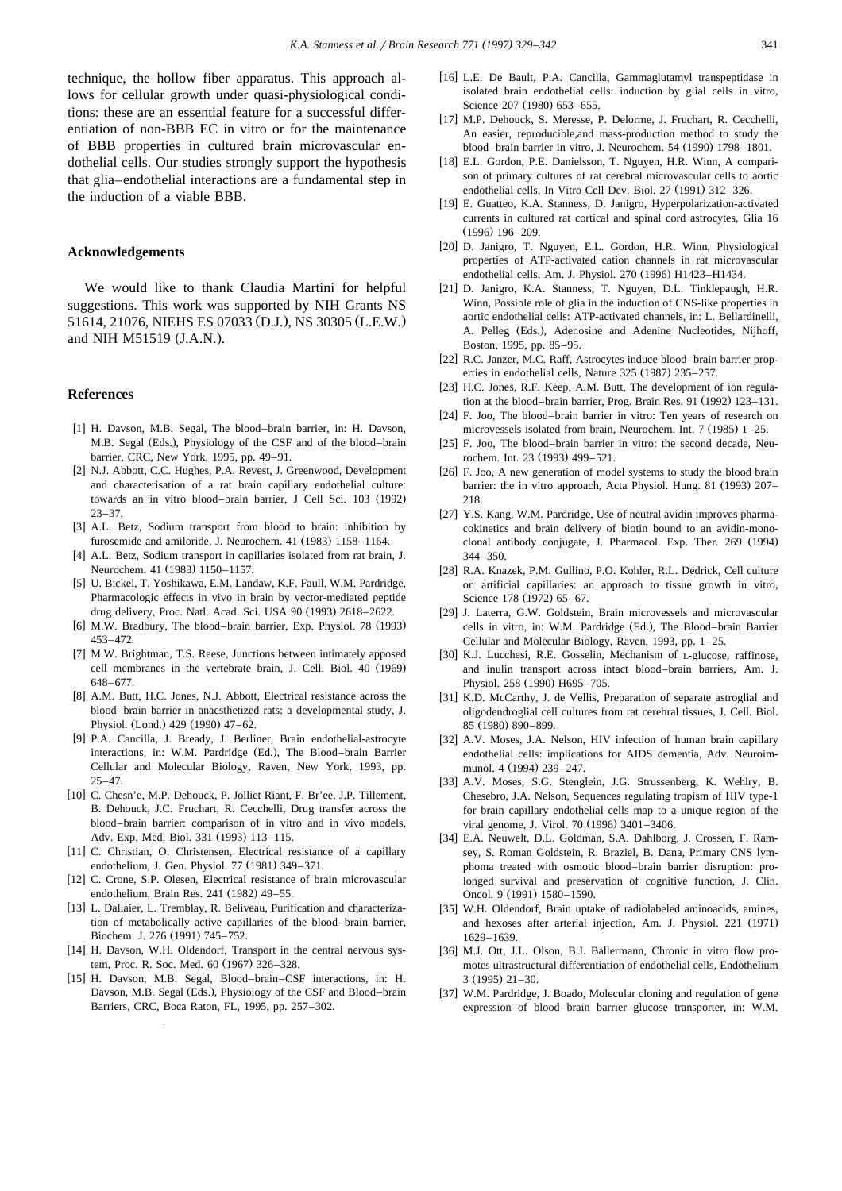technique, the hollow fiber apparatus. This approach allows for cellular growth under quasi-physiological conditions: these are an essential feature for a successful differentiation of non-BBB EC in vitro or for the maintenance of BBB properties in cultured brain microvascular endothelial cells. Our studies strongly support the hypothesis that glia–endothelial interactions are a fundamental step in the induction of a viable BBB.

## Acknowledgements

We would like to thank Claudia Martini for helpful suggestions. This work was supported by NIH Grants NS 51614, 21076, NIEHS ES 07033 (D.J.), NS 30305 (L.E.W.) and NIH M51519 (J.A.N.).

## References

[1] H. Davson, M.B. Segal, The blood–brain barrier, in: H. Davson, M.B. Segal (Eds.), Physiology of the CSF and of the blood–brain barrier, CRC, New York, 1995, pp. 49–91.

[2] N.J. Abbott, C.C. Hughes, P.A. Revest, J. Greenwood, Development and characterisation of a rat brain capillary endothelial culture: towards an in vitro blood–brain barrier, J Cell Sci. 103 (1992) 23–37.

[3] A.L. Betz, Sodium transport from blood to brain: inhibition by furosemide and amiloride, J. Neurochem. 41 (1983) 1158–1164.

[4] A.L. Betz, Sodium transport in capillaries isolated from rat brain, J. Neurochem. 41 (1983) 1150–1157.

[5] U. Bickel, T. Yoshikawa, E.M. Landaw, K.F. Faull, W.M. Pardridge, Pharmacologic effects in vivo in brain by vector-mediated peptide drug delivery, Proc. Natl. Acad. Sci. USA 90 (1993) 2618–2622.

[6] M.W. Bradbury, The blood–brain barrier, Exp. Physiol. 78 (1993) 453–472.

[7] M.W. Brightman, T.S. Reese, Junctions between intimately apposed cell membranes in the vertebrate brain, J. Cell. Biol. 40 (1969) 648–677.

[8] A.M. Butt, H.C. Jones, N.J. Abbott, Electrical resistance across the blood–brain barrier in anaesthetized rats: a developmental study, J. Physiol. (Lond.) 429 (1990) 47–62.

[9] P.A. Cancilla, J. Bready, J. Berliner, Brain endothelial-astrocyte interactions, in: W.M. Pardridge (Ed.), The Blood–brain Barrier Cellular and Molecular Biology, Raven, New York, 1993, pp. 25–47.

[10] C. Chesn'e, M.P. Dehouck, P. Jolliet Riant, F. Br'ee, J.P. Tillement, B. Dehouck, J.C. Fruchart, R. Cecchelli, Drug transfer across the blood–brain barrier: comparison of in vitro and in vivo models, Adv. Exp. Med. Biol. 331 (1993) 113–115.

[11] C. Christian, O. Christensen, Electrical resistance of a capillary endothelium, J. Gen. Physiol. 77 (1981) 349–371.

[12] C. Crone, S.P. Olesen, Electrical resistance of brain microvascular endothelium, Brain Res. 241 (1982) 49–55.

[13] L. Dallaier, L. Tremblay, R. Beliveau, Purification and characterization of metabolically active capillaries of the blood–brain barrier, Biochem. J. 276 (1991) 745–752.

[14] H. Davson, W.H. Oldendorf, Transport in the central nervous system, Proc. R. Soc. Med. 60 (1967) 326–328.

[15] H. Davson, M.B. Segal, Blood–brain–CSF interactions, in: H. Davson, M.B. Segal (Eds.), Physiology of the CSF and Blood–brain Barriers, CRC, Boca Raton, FL, 1995, pp. 257–302.

[16] L.E. De Bault, P.A. Cancilla, Gammaglutamyl transpeptidase in isolated brain endothelial cells: induction by glial cells in vitro, Science 207 (1980) 653–655.

[17] M.P. Dehouck, S. Meresse, P. Delorme, J. Fruchart, R. Cecchelli, An easier, reproducible,and mass-production method to study the blood–brain barrier in vitro, J. Neurochem. 54 (1990) 1798–1801.

[18] E.L. Gordon, P.E. Danielsson, T. Nguyen, H.R. Winn, A comparison of primary cultures of rat cerebral microvascular cells to aortic endothelial cells, In Vitro Cell Dev. Biol. 27 (1991) 312–326.

[19] E. Guatteo, K.A. Stanness, D. Janigro, Hyperpolarization-activated currents in cultured rat cortical and spinal cord astrocytes, Glia 16 (1996) 196–209.

[20] D. Janigro, T. Nguyen, E.L. Gordon, H.R. Winn, Physiological properties of ATP-activated cation channels in rat microvascular endothelial cells, Am. J. Physiol. 270 (1996) H1423–H1434.

[21] D. Janigro, K.A. Stanness, T. Nguyen, D.L. Tinklepaugh, H.R. Winn, Possible role of glia in the induction of CNS-like properties in aortic endothelial cells: ATP-activated channels, in: L. Bellardinelli, A. Pelleg (Eds.), Adenosine and Adenine Nucleotides, Nijhoff, Boston, 1995, pp. 85–95.

[22] R.C. Janzer, M.C. Raff, Astrocytes induce blood–brain barrier properties in endothelial cells, Nature 325 (1987) 235–257.

[23] H.C. Jones, R.F. Keep, A.M. Butt, The development of ion regulation at the blood–brain barrier, Prog. Brain Res. 91 (1992) 123–131.

[24] F. Joo, The blood–brain barrier in vitro: Ten years of research on microvessels isolated from brain, Neurochem. Int. 7 (1985) 1–25.

[25] F. Joo, The blood–brain barrier in vitro: the second decade, Neurochem. Int. 23 (1993) 499–521.

[26] F. Joo, A new generation of model systems to study the blood brain barrier: the in vitro approach, Acta Physiol. Hung. 81 (1993) 207–218.

[27] Y.S. Kang, W.M. Pardridge, Use of neutral avidin improves pharmacokinetics and brain delivery of biotin bound to an avidin-monoclonal antibody conjugate, J. Pharmacol. Exp. Ther. 269 (1994) 344–350.

[28] R.A. Knazek, P.M. Gullino, P.O. Kohler, R.L. Dedrick, Cell culture on artificial capillaries: an approach to tissue growth in vitro, Science 178 (1972) 65–67.

[29] J. Laterra, G.W. Goldstein, Brain microvessels and microvascular cells in vitro, in: W.M. Pardridge (Ed.), The Blood–brain Barrier Cellular and Molecular Biology, Raven, 1993, pp. 1–25.

[30] K.J. Lucchesi, R.E. Gosselin, Mechanism of L-glucose, raffinose, and inulin transport across intact blood–brain barriers, Am. J. Physiol. 258 (1990) H695–705.

[31] K.D. McCarthy, J. de Vellis, Preparation of separate astroglial and oligodendroglial cell cultures from rat cerebral tissues, J. Cell. Biol. 85 (1980) 890–899.

[32] A.V. Moses, J.A. Nelson, HIV infection of human brain capillary endothelial cells: implications for AIDS dementia, Adv. Neuroimmunol. 4 (1994) 239–247.

[33] A.V. Moses, S.G. Stenglein, J.G. Strussenberg, K. Wehlry, B. Chesebro, J.A. Nelson, Sequences regulating tropism of HIV type-1 for brain capillary endothelial cells map to a unique region of the viral genome, J. Virol. 70 (1996) 3401–3406.

[34] E.A. Neuwelt, D.L. Goldman, S.A. Dahlborg, J. Crossen, F. Ramsey, S. Roman Goldstein, R. Braziel, B. Dana, Primary CNS lymphoma treated with osmotic blood–brain barrier disruption: prolonged survival and preservation of cognitive function, J. Clin. Oncol. 9 (1991) 1580–1590.

[35] W.H. Oldendorf, Brain uptake of radiolabeled aminoacids, amines, and hexoses after arterial injection, Am. J. Physiol. 221 (1971) 1629–1639.

[36] M.J. Ott, J.L. Olson, B.J. Ballermann, Chronic in vitro flow promotes ultrastructural differentiation of endothelial cells, Endothelium 3 (1995) 21–30.

[37] W.M. Pardridge, J. Boado, Molecular cloning and regulation of gene expression of blood–brain barrier glucose transporter, in: W.M.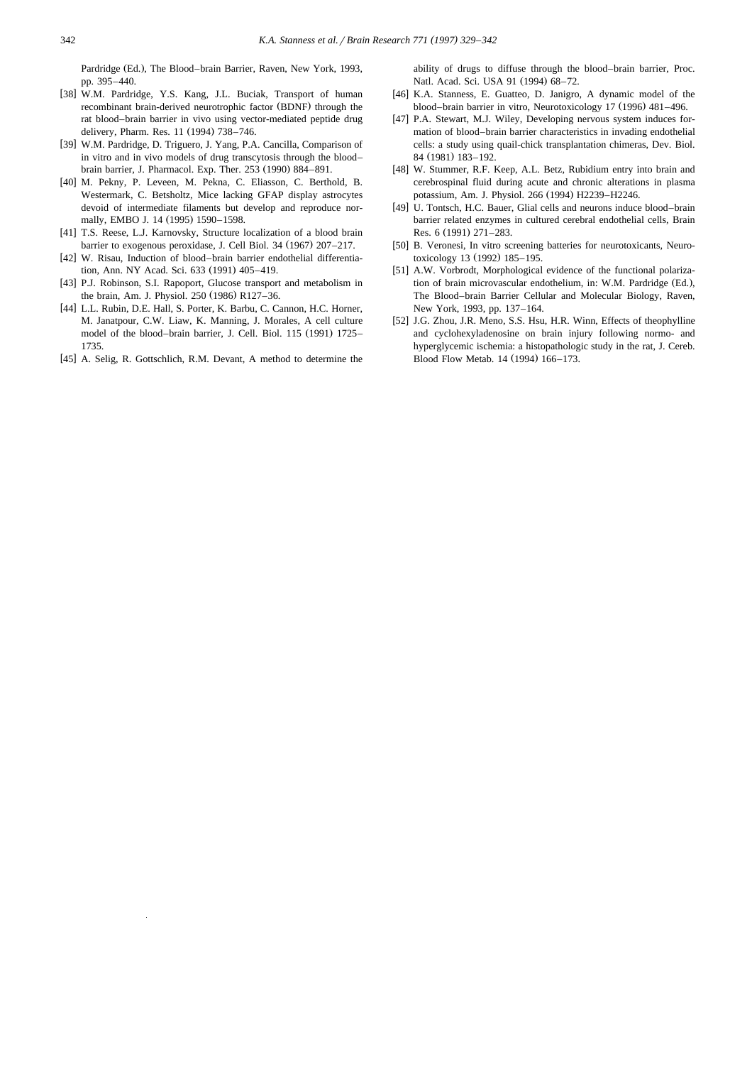Pardridge (Ed.), The Blood–brain Barrier, Raven, New York, 1993, pp. 395–440.

[38] W.M. Pardridge, Y.S. Kang, J.L. Buciak, Transport of human recombinant brain-derived neurotrophic factor (BDNF) through the rat blood–brain barrier in vivo using vector-mediated peptide drug delivery, Pharm. Res. 11 (1994) 738–746.

[39] W.M. Pardridge, D. Triguero, J. Yang, P.A. Cancilla, Comparison of in vitro and in vivo models of drug transcytosis through the blood–brain barrier, J. Pharmacol. Exp. Ther. 253 (1990) 884–891.

[40] M. Pekny, P. Leveen, M. Pekna, C. Eliasson, C. Berthold, B. Westermark, C. Betsholtz, Mice lacking GFAP display astrocytes devoid of intermediate filaments but develop and reproduce normally, EMBO J. 14 (1995) 1590–1598.

[41] T.S. Reese, L.J. Karnovsky, Structure localization of a blood brain barrier to exogenous peroxidase, J. Cell Biol. 34 (1967) 207–217.

[42] W. Risau, Induction of blood–brain barrier endothelial differentiation, Ann. NY Acad. Sci. 633 (1991) 405–419.

[43] P.J. Robinson, S.I. Rapoport, Glucose transport and metabolism in the brain, Am. J. Physiol. 250 (1986) R127–36.

[44] L.L. Rubin, D.E. Hall, S. Porter, K. Barbu, C. Cannon, H.C. Horner, M. Janatpour, C.W. Liaw, K. Manning, J. Morales, A cell culture model of the blood–brain barrier, J. Cell. Biol. 115 (1991) 1725–1735.

[45] A. Selig, R. Gottschlich, R.M. Devant, A method to determine the ability of drugs to diffuse through the blood–brain barrier, Proc. Natl. Acad. Sci. USA 91 (1994) 68–72.

[46] K.A. Stanness, E. Guatteo, D. Janigro, A dynamic model of the blood–brain barrier in vitro, Neurotoxicology 17 (1996) 481–496.

[47] P.A. Stewart, M.J. Wiley, Developing nervous system induces formation of blood–brain barrier characteristics in invading endothelial cells: a study using quail-chick transplantation chimeras, Dev. Biol. 84 (1981) 183–192.

[48] W. Stummer, R.F. Keep, A.L. Betz, Rubidium entry into brain and cerebrospinal fluid during acute and chronic alterations in plasma potassium, Am. J. Physiol. 266 (1994) H2239–H2246.

[49] U. Tontsch, H.C. Bauer, Glial cells and neurons induce blood–brain barrier related enzymes in cultured cerebral endothelial cells, Brain Res. 6 (1991) 271–283.

[50] B. Veronesi, In vitro screening batteries for neurotoxicants, Neurotoxicology 13 (1992) 185–195.

[51] A.W. Vorbrodt, Morphological evidence of the functional polarization of brain microvascular endothelium, in: W.M. Pardridge (Ed.), The Blood–brain Barrier Cellular and Molecular Biology, Raven, New York, 1993, pp. 137–164.

[52] J.G. Zhou, J.R. Meno, S.S. Hsu, H.R. Winn, Effects of theophylline and cyclohexyladenosine on brain injury following normo- and hyperglycemic ischemia: a histopathologic study in the rat, J. Cereb. Blood Flow Metab. 14 (1994) 166–173.